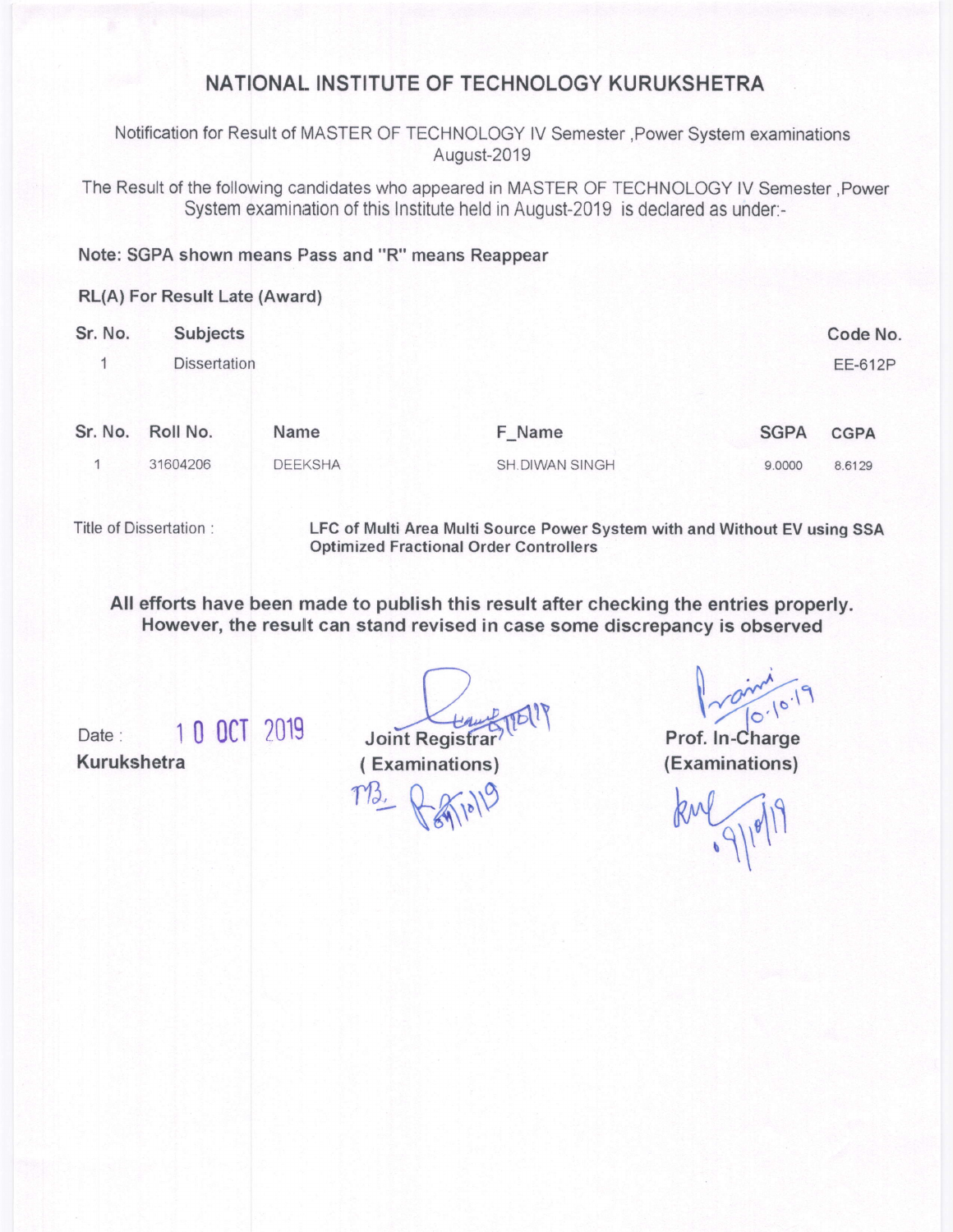# NATIONAL INSTITUTE OF TECHNOLOGY KURUKSHETRA

Notification for Result of MASTER OF TECHNOLOGY IV Semester ,Power System examinations August-2019

The Result of the following candidates who appeared in MASTER OF TECHNOLOGY IV Semester ,Power System examination of this Institute held in August-2019 is declared as under:-

**Note: SGPA shown means Pass and "R" means Reappear**

**RL(A) For Result Late (Award)**

| Sr. No. | Subjects | Code No. |
|---|---|---|
| 1 | Dissertation | EE-612P |

| Sr. No. | Roll No. | Name | F_Name | SGPA | CGPA |
|---|---|---|---|---|---|
| 1 | 31604206 | DEEKSHA | SH.DIWAN SINGH | 9.0000 | 8.6129 |

Title of Dissertation : **LFC of Multi Area Multi Source Power System with and Without EV using SSA Optimized Fractional Order Controllers**

**All efforts have been made to publish this result after checking the entries properly. However, the result can stand revised in case some discrepancy is observed**

Date : 10 OCT 2019
**Kurukshetra**

**Joint Registrar**
**( Examinations)**

**Prof. In-Charge**
**(Examinations)**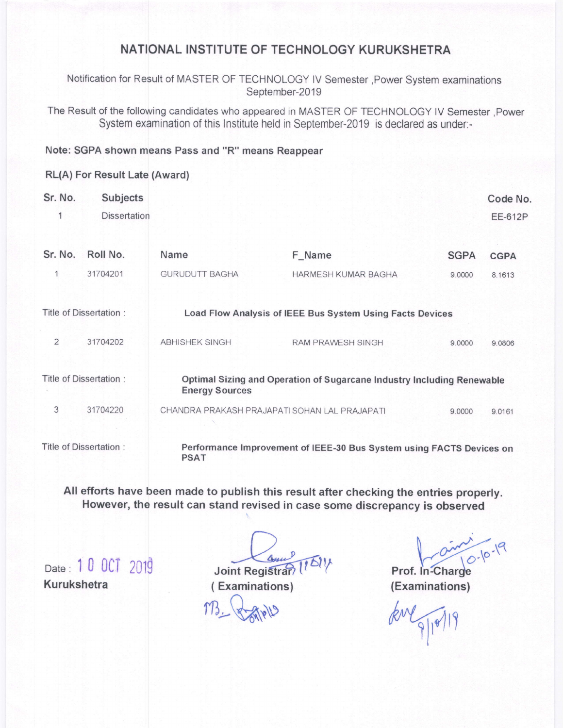# NATIONAL INSTITUTE OF TECHNOLOGY KURUKSHETRA

Notification for Result of MASTER OF TECHNOLOGY IV Semester ,Power System examinations September-2019

The Result of the following candidates who appeared in MASTER OF TECHNOLOGY IV Semester ,Power System examination of this Institute held in September-2019 is declared as under:-

**Note: SGPA shown means Pass and "R" means Reappear**

**RL(A) For Result Late (Award)**

| Sr. No. | Subjects | Code No. |
|---|---|---|
| 1 | Dissertation | EE-612P |

| Sr. No. | Roll No. | Name | F_Name | SGPA | CGPA |
|---|---|---|---|---|---|
| 1 | 31704201 | GURUDUTT BAGHA | HARMESH KUMAR BAGHA | 9.0000 | 8.1613 |
| Title of Dissertation : | | **Load Flow Analysis of IEEE Bus System Using Facts Devices** | | | |
| 2 | 31704202 | ABHISHEK SINGH | RAM PRAWESH SINGH | 9.0000 | 9.0806 |
| Title of Dissertation : | | **Optimal Sizing and Operation of Sugarcane Industry Including Renewable Energy Sources** | | | |
| 3 | 31704220 | CHANDRA PRAKASH PRAJAPATI | SOHAN LAL PRAJAPATI | 9.0000 | 9.0161 |
| Title of Dissertation : | | **Performance Improvement of IEEE-30 Bus System using FACTS Devices on PSAT** | | | |

**All efforts have been made to publish this result after checking the entries properly. However, the result can stand revised in case some discrepancy is observed**

Date : 10 OCT 2019
**Kurukshetra**

Joint Registrar 11/10/19
(Examinations)

Prof. In-Charge 10-10-19
(Examinations)